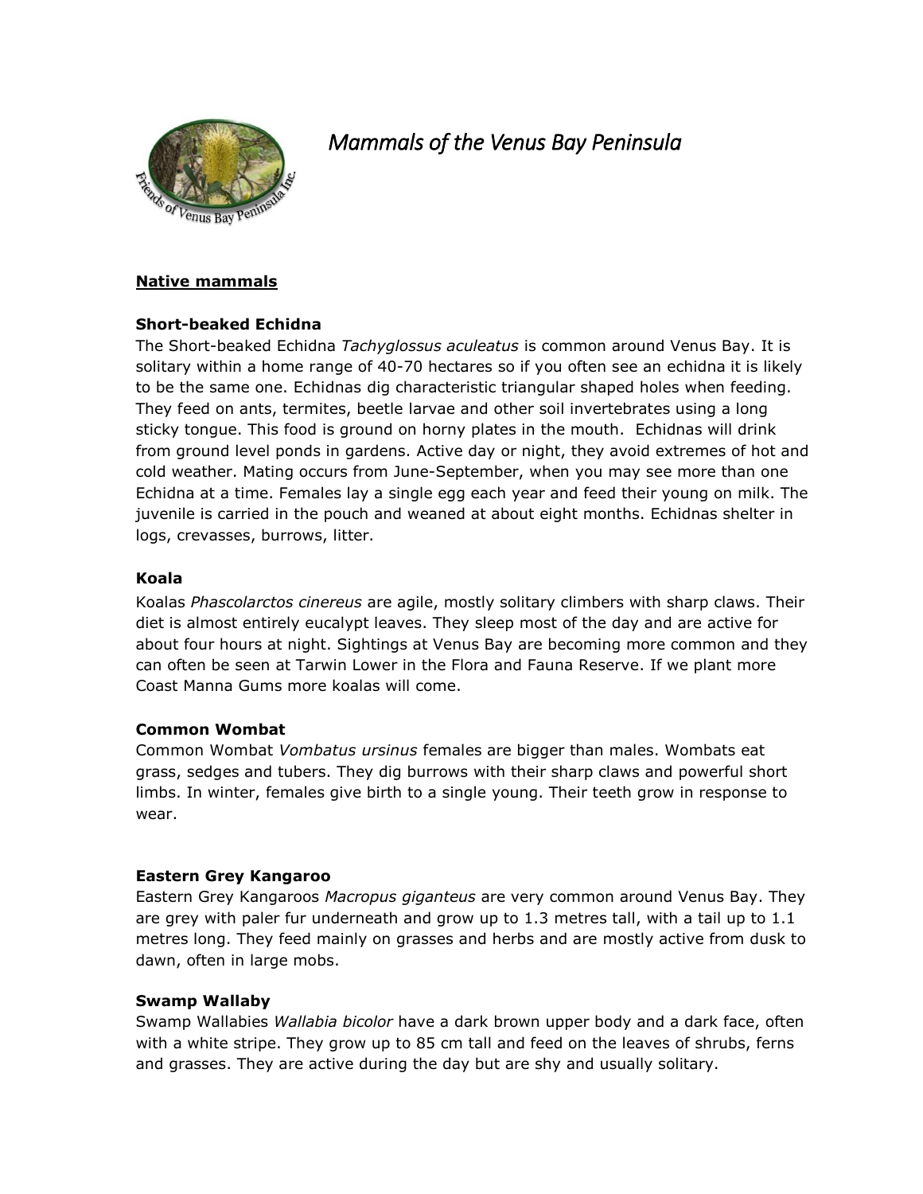# *Mammals of the Venus Bay Peninsula*

## Native mammals

### Short-beaked Echidna

The Short-beaked Echidna *Tachyglossus aculeatus* is common around Venus Bay. It is solitary within a home range of 40-70 hectares so if you often see an echidna it is likely to be the same one. Echidnas dig characteristic triangular shaped holes when feeding. They feed on ants, termites, beetle larvae and other soil invertebrates using a long sticky tongue. This food is ground on horny plates in the mouth. Echidnas will drink from ground level ponds in gardens. Active day or night, they avoid extremes of hot and cold weather. Mating occurs from June-September, when you may see more than one Echidna at a time. Females lay a single egg each year and feed their young on milk. The juvenile is carried in the pouch and weaned at about eight months. Echidnas shelter in logs, crevasses, burrows, litter.

### Koala

Koalas *Phascolarctos cinereus* are agile, mostly solitary climbers with sharp claws. Their diet is almost entirely eucalypt leaves. They sleep most of the day and are active for about four hours at night. Sightings at Venus Bay are becoming more common and they can often be seen at Tarwin Lower in the Flora and Fauna Reserve. If we plant more Coast Manna Gums more koalas will come.

### Common Wombat

Common Wombat *Vombatus ursinus* females are bigger than males. Wombats eat grass, sedges and tubers. They dig burrows with their sharp claws and powerful short limbs. In winter, females give birth to a single young. Their teeth grow in response to wear.

### Eastern Grey Kangaroo

Eastern Grey Kangaroos *Macropus giganteus* are very common around Venus Bay. They are grey with paler fur underneath and grow up to 1.3 metres tall, with a tail up to 1.1 metres long. They feed mainly on grasses and herbs and are mostly active from dusk to dawn, often in large mobs.

### Swamp Wallaby

Swamp Wallabies *Wallabia bicolor* have a dark brown upper body and a dark face, often with a white stripe. They grow up to 85 cm tall and feed on the leaves of shrubs, ferns and grasses. They are active during the day but are shy and usually solitary.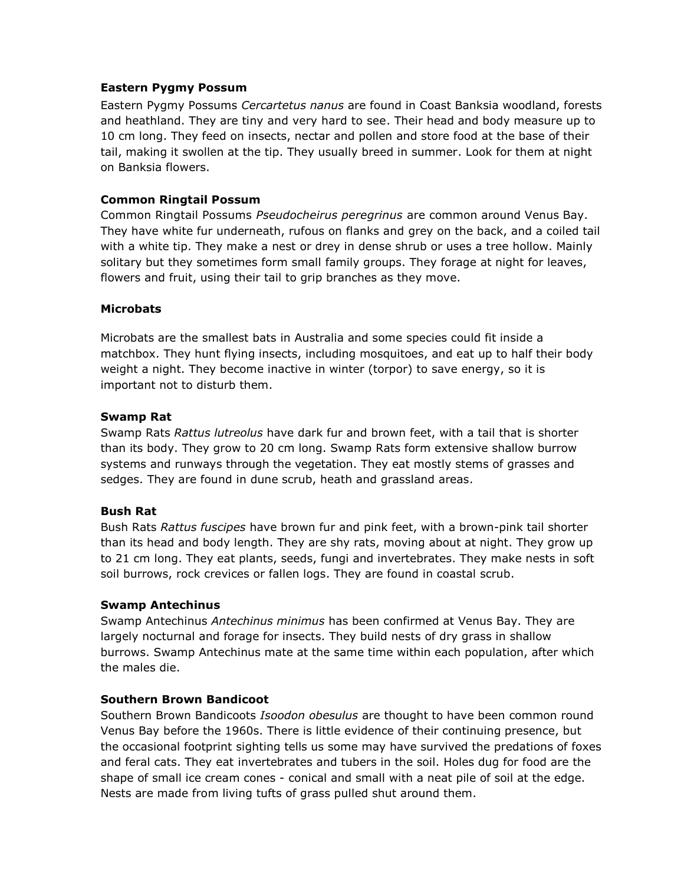**Eastern Pygmy Possum**

Eastern Pygmy Possums *Cercartetus nanus* are found in Coast Banksia woodland, forests and heathland. They are tiny and very hard to see. Their head and body measure up to 10 cm long. They feed on insects, nectar and pollen and store food at the base of their tail, making it swollen at the tip. They usually breed in summer. Look for them at night on Banksia flowers.

**Common Ringtail Possum**

Common Ringtail Possums *Pseudocheirus peregrinus* are common around Venus Bay. They have white fur underneath, rufous on flanks and grey on the back, and a coiled tail with a white tip. They make a nest or drey in dense shrub or uses a tree hollow. Mainly solitary but they sometimes form small family groups. They forage at night for leaves, flowers and fruit, using their tail to grip branches as they move.

**Microbats**

Microbats are the smallest bats in Australia and some species could fit inside a matchbox. They hunt flying insects, including mosquitoes, and eat up to half their body weight a night. They become inactive in winter (torpor) to save energy, so it is important not to disturb them.

**Swamp Rat**

Swamp Rats *Rattus lutreolus* have dark fur and brown feet, with a tail that is shorter than its body. They grow to 20 cm long. Swamp Rats form extensive shallow burrow systems and runways through the vegetation. They eat mostly stems of grasses and sedges. They are found in dune scrub, heath and grassland areas.

**Bush Rat**

Bush Rats *Rattus fuscipes* have brown fur and pink feet, with a brown-pink tail shorter than its head and body length. They are shy rats, moving about at night. They grow up to 21 cm long. They eat plants, seeds, fungi and invertebrates. They make nests in soft soil burrows, rock crevices or fallen logs. They are found in coastal scrub.

**Swamp Antechinus**

Swamp Antechinus *Antechinus minimus* has been confirmed at Venus Bay. They are largely nocturnal and forage for insects. They build nests of dry grass in shallow burrows. Swamp Antechinus mate at the same time within each population, after which the males die.

**Southern Brown Bandicoot**

Southern Brown Bandicoots *Isoodon obesulus* are thought to have been common round Venus Bay before the 1960s. There is little evidence of their continuing presence, but the occasional footprint sighting tells us some may have survived the predations of foxes and feral cats. They eat invertebrates and tubers in the soil. Holes dug for food are the shape of small ice cream cones - conical and small with a neat pile of soil at the edge. Nests are made from living tufts of grass pulled shut around them.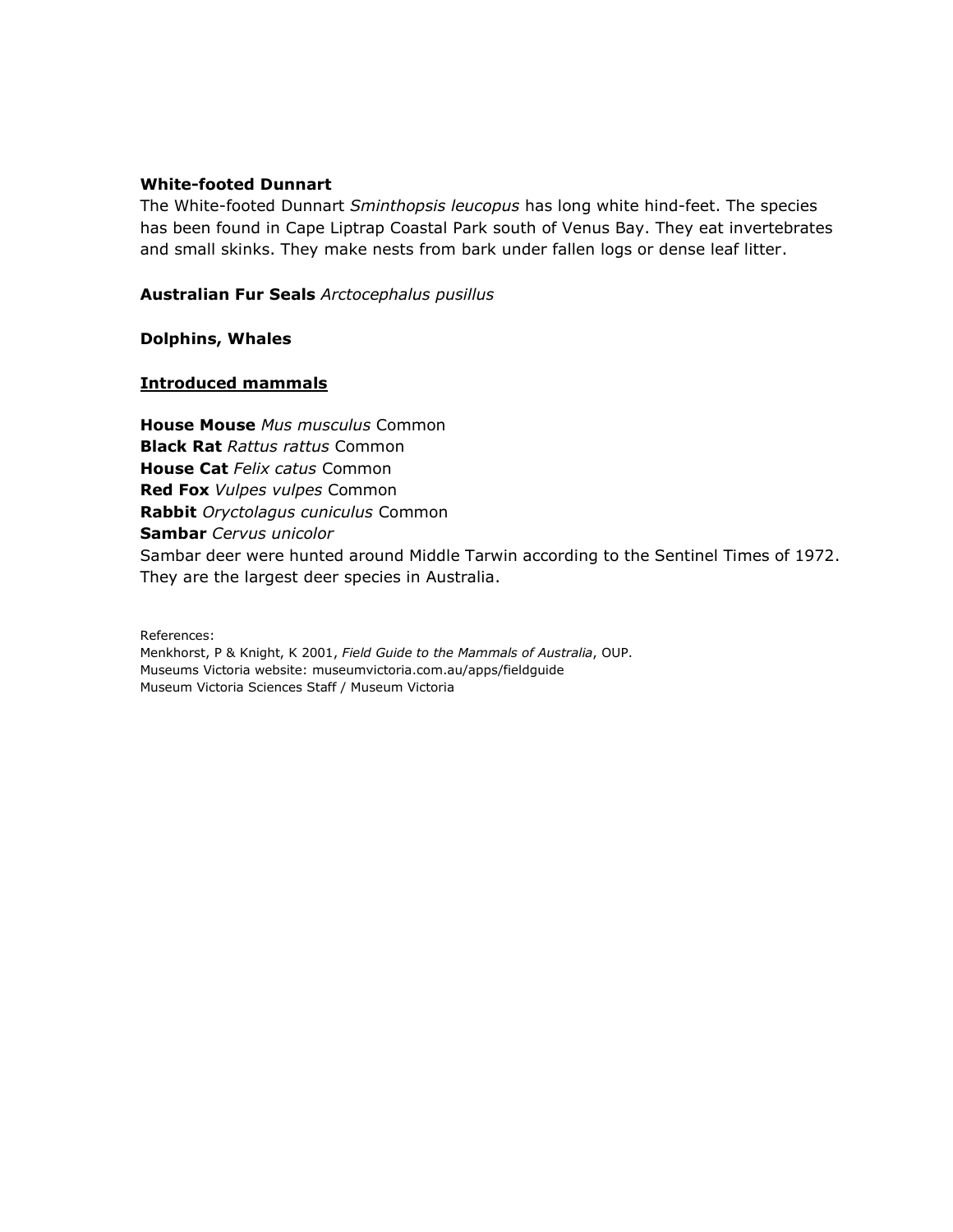**White-footed Dunnart**

The White-footed Dunnart *Sminthopsis leucopus* has long white hind-feet. The species has been found in Cape Liptrap Coastal Park south of Venus Bay. They eat invertebrates and small skinks. They make nests from bark under fallen logs or dense leaf litter.

**Australian Fur Seals** *Arctocephalus pusillus*

**Dolphins, Whales**

## Introduced mammals

**House Mouse** *Mus musculus* Common
**Black Rat** *Rattus rattus* Common
**House Cat** *Felix catus* Common
**Red Fox** *Vulpes vulpes* Common
**Rabbit** *Oryctolagus cuniculus* Common
**Sambar** *Cervus unicolor*
Sambar deer were hunted around Middle Tarwin according to the Sentinel Times of 1972. They are the largest deer species in Australia.

References:
Menkhorst, P & Knight, K 2001, *Field Guide to the Mammals of Australia*, OUP.
Museums Victoria website: museumvictoria.com.au/apps/fieldguide
Museum Victoria Sciences Staff / Museum Victoria